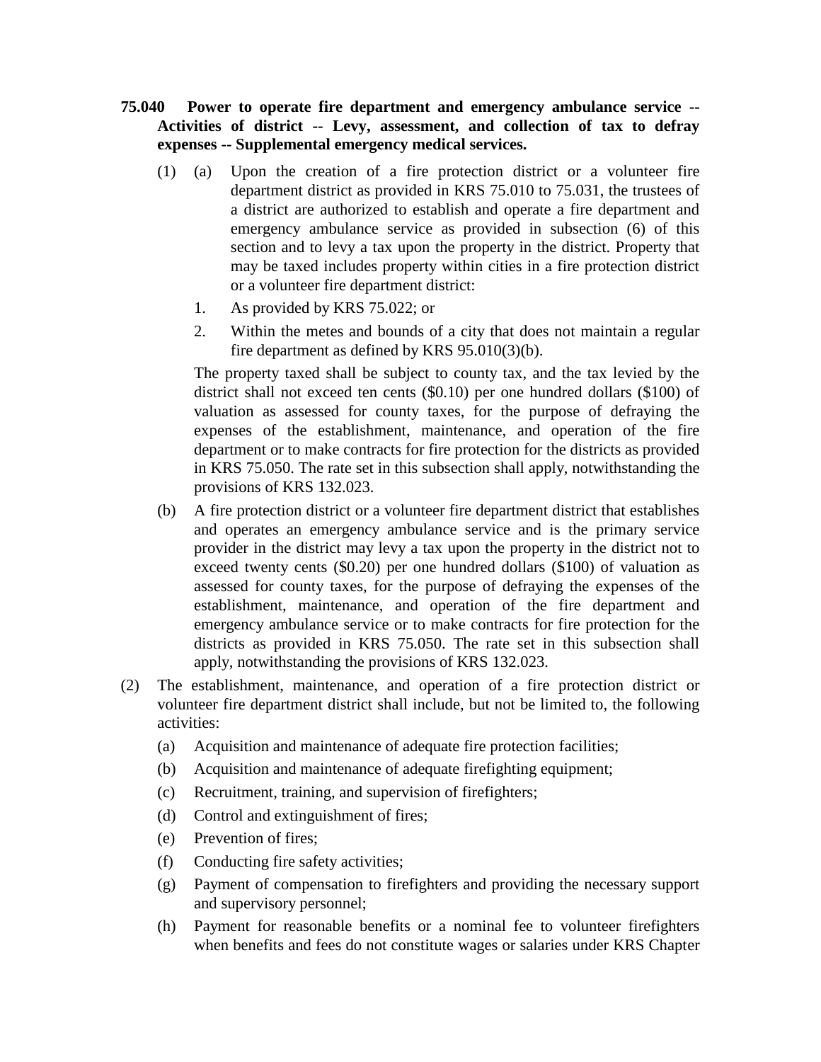**75.040 Power to operate fire department and emergency ambulance service -- Activities of district -- Levy, assessment, and collection of tax to defray expenses -- Supplemental emergency medical services.**

(1) (a) Upon the creation of a fire protection district or a volunteer fire department district as provided in KRS 75.010 to 75.031, the trustees of a district are authorized to establish and operate a fire department and emergency ambulance service as provided in subsection (6) of this section and to levy a tax upon the property in the district. Property that may be taxed includes property within cities in a fire protection district or a volunteer fire department district:

1. As provided by KRS 75.022; or
2. Within the metes and bounds of a city that does not maintain a regular fire department as defined by KRS 95.010(3)(b).

The property taxed shall be subject to county tax, and the tax levied by the district shall not exceed ten cents ($0.10) per one hundred dollars ($100) of valuation as assessed for county taxes, for the purpose of defraying the expenses of the establishment, maintenance, and operation of the fire department or to make contracts for fire protection for the districts as provided in KRS 75.050. The rate set in this subsection shall apply, notwithstanding the provisions of KRS 132.023.

(b) A fire protection district or a volunteer fire department district that establishes and operates an emergency ambulance service and is the primary service provider in the district may levy a tax upon the property in the district not to exceed twenty cents ($0.20) per one hundred dollars ($100) of valuation as assessed for county taxes, for the purpose of defraying the expenses of the establishment, maintenance, and operation of the fire department and emergency ambulance service or to make contracts for fire protection for the districts as provided in KRS 75.050. The rate set in this subsection shall apply, notwithstanding the provisions of KRS 132.023.

(2) The establishment, maintenance, and operation of a fire protection district or volunteer fire department district shall include, but not be limited to, the following activities:

(a) Acquisition and maintenance of adequate fire protection facilities;

(b) Acquisition and maintenance of adequate firefighting equipment;

(c) Recruitment, training, and supervision of firefighters;

(d) Control and extinguishment of fires;

(e) Prevention of fires;

(f) Conducting fire safety activities;

(g) Payment of compensation to firefighters and providing the necessary support and supervisory personnel;

(h) Payment for reasonable benefits or a nominal fee to volunteer firefighters when benefits and fees do not constitute wages or salaries under KRS Chapter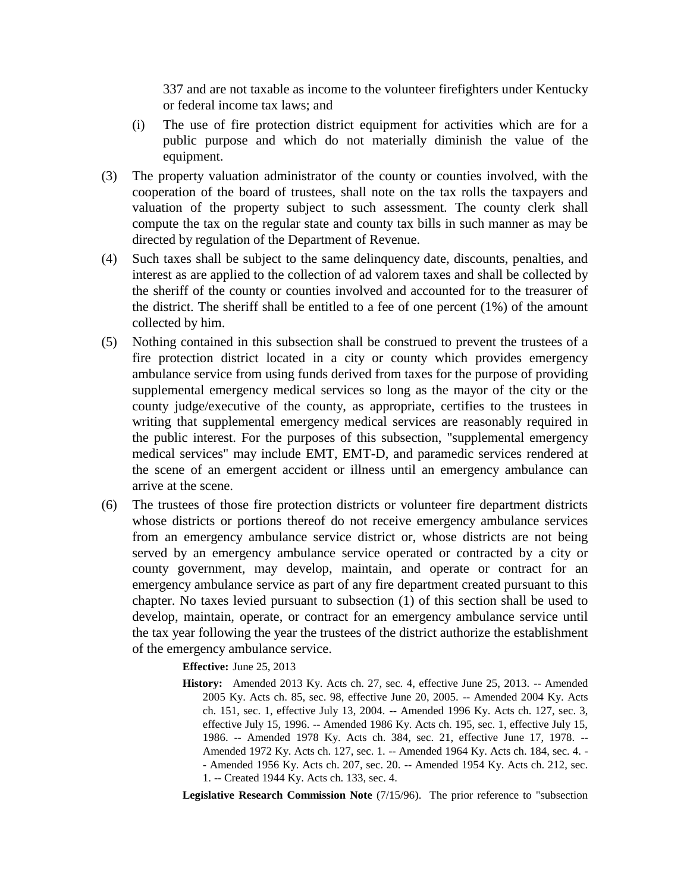337 and are not taxable as income to the volunteer firefighters under Kentucky or federal income tax laws; and

(i) The use of fire protection district equipment for activities which are for a public purpose and which do not materially diminish the value of the equipment.

(3) The property valuation administrator of the county or counties involved, with the cooperation of the board of trustees, shall note on the tax rolls the taxpayers and valuation of the property subject to such assessment. The county clerk shall compute the tax on the regular state and county tax bills in such manner as may be directed by regulation of the Department of Revenue.

(4) Such taxes shall be subject to the same delinquency date, discounts, penalties, and interest as are applied to the collection of ad valorem taxes and shall be collected by the sheriff of the county or counties involved and accounted for to the treasurer of the district. The sheriff shall be entitled to a fee of one percent (1%) of the amount collected by him.

(5) Nothing contained in this subsection shall be construed to prevent the trustees of a fire protection district located in a city or county which provides emergency ambulance service from using funds derived from taxes for the purpose of providing supplemental emergency medical services so long as the mayor of the city or the county judge/executive of the county, as appropriate, certifies to the trustees in writing that supplemental emergency medical services are reasonably required in the public interest. For the purposes of this subsection, "supplemental emergency medical services" may include EMT, EMT-D, and paramedic services rendered at the scene of an emergent accident or illness until an emergency ambulance can arrive at the scene.

(6) The trustees of those fire protection districts or volunteer fire department districts whose districts or portions thereof do not receive emergency ambulance services from an emergency ambulance service district or, whose districts are not being served by an emergency ambulance service operated or contracted by a city or county government, may develop, maintain, and operate or contract for an emergency ambulance service as part of any fire department created pursuant to this chapter. No taxes levied pursuant to subsection (1) of this section shall be used to develop, maintain, operate, or contract for an emergency ambulance service until the tax year following the year the trustees of the district authorize the establishment of the emergency ambulance service.

**Effective:** June 25, 2013

**History:** Amended 2013 Ky. Acts ch. 27, sec. 4, effective June 25, 2013. -- Amended 2005 Ky. Acts ch. 85, sec. 98, effective June 20, 2005. -- Amended 2004 Ky. Acts ch. 151, sec. 1, effective July 13, 2004. -- Amended 1996 Ky. Acts ch. 127, sec. 3, effective July 15, 1996. -- Amended 1986 Ky. Acts ch. 195, sec. 1, effective July 15, 1986. -- Amended 1978 Ky. Acts ch. 384, sec. 21, effective June 17, 1978. -- Amended 1972 Ky. Acts ch. 127, sec. 1. -- Amended 1964 Ky. Acts ch. 184, sec. 4. -- Amended 1956 Ky. Acts ch. 207, sec. 20. -- Amended 1954 Ky. Acts ch. 212, sec. 1. -- Created 1944 Ky. Acts ch. 133, sec. 4.

**Legislative Research Commission Note** (7/15/96). The prior reference to "subsection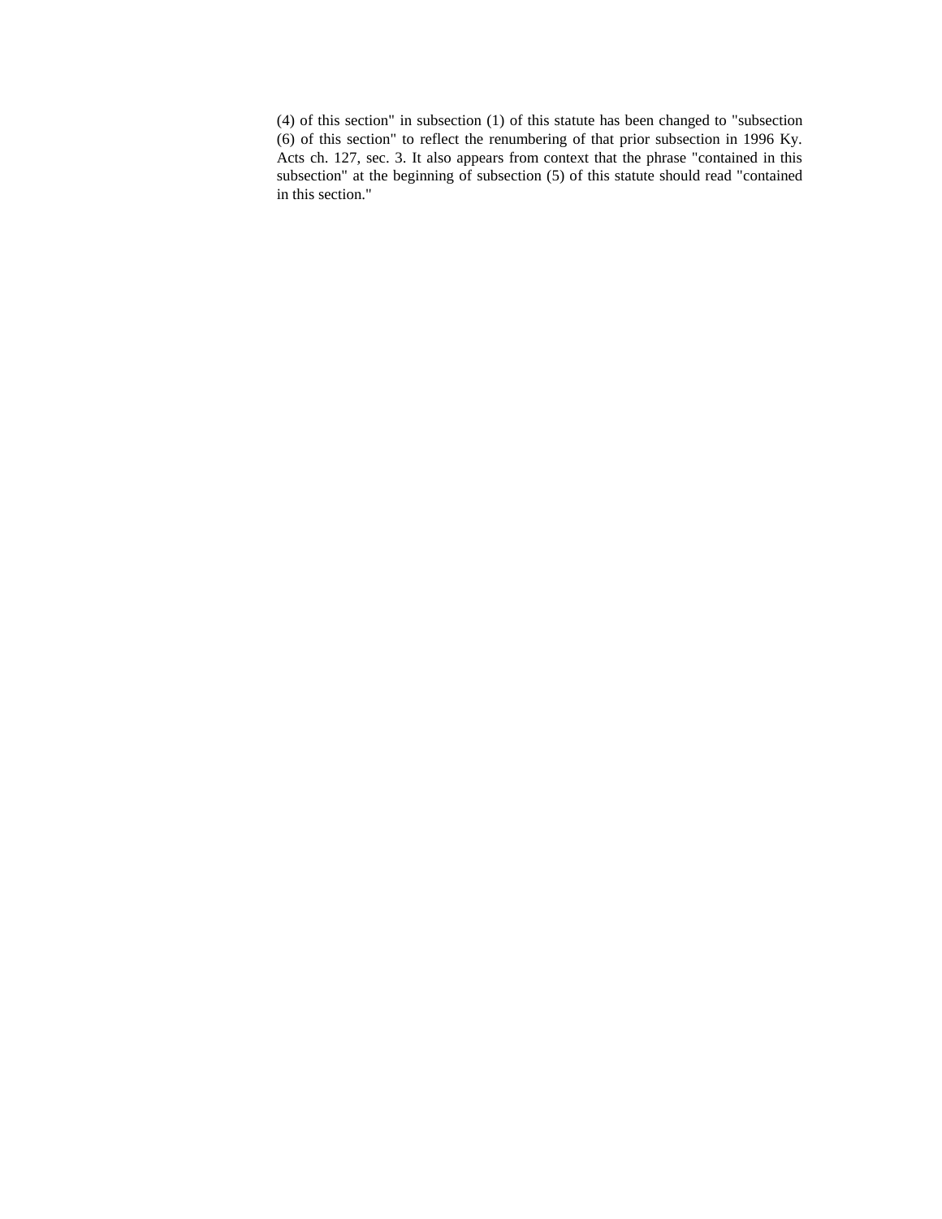(4) of this section" in subsection (1) of this statute has been changed to "subsection (6) of this section" to reflect the renumbering of that prior subsection in 1996 Ky. Acts ch. 127, sec. 3. It also appears from context that the phrase "contained in this subsection" at the beginning of subsection (5) of this statute should read "contained in this section."